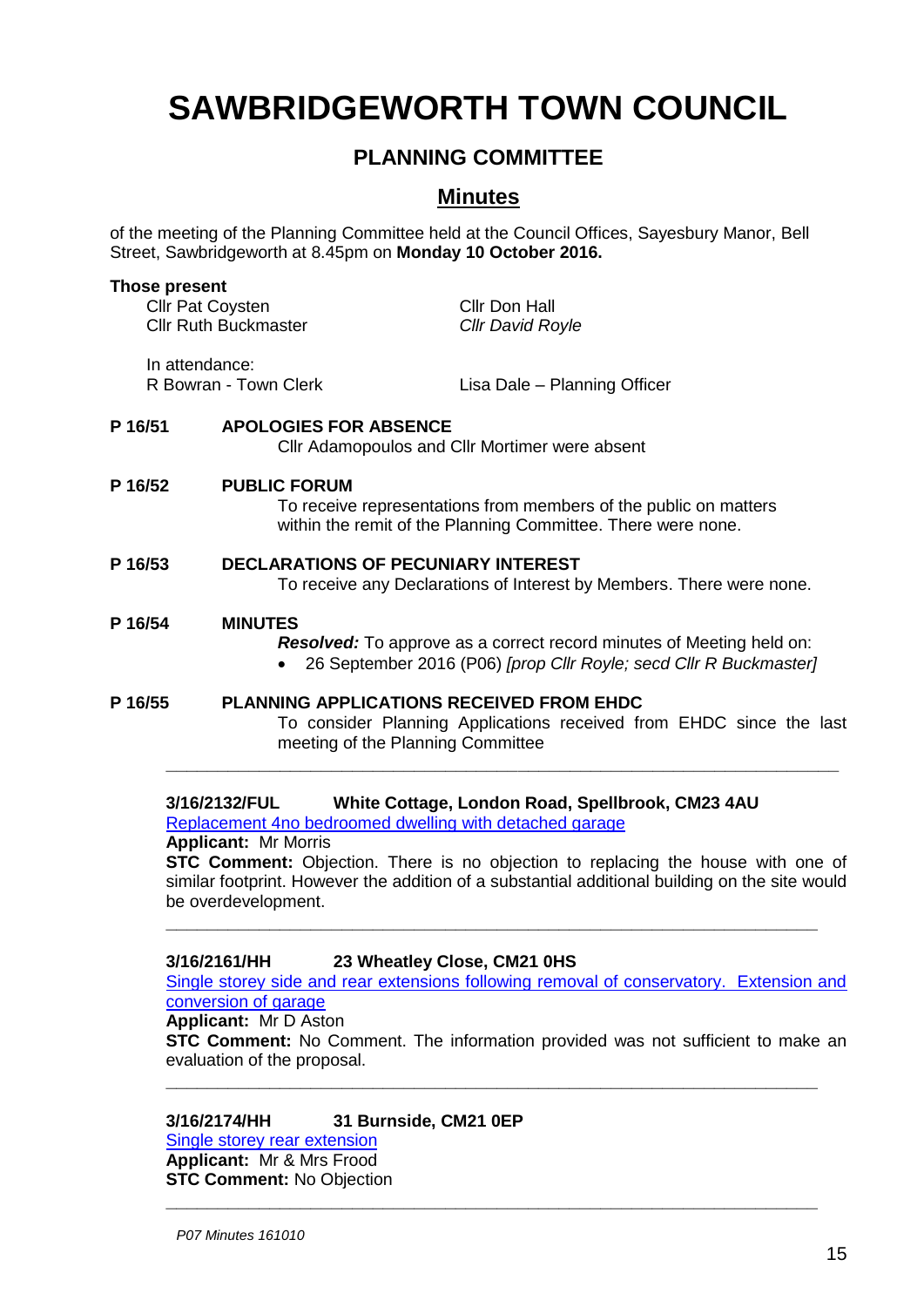# SAWBRIDGEWORTH TOWN COUNCIL

## PLANNING COMMITTEE

## Minutes

of the meeting of the Planning Committee held at the Council Offices, Sayesbury Manor, Bell Street, Sawbridgeworth at 8.45pm on **Monday 10 October 2016.**

**Those present**

Cllr Pat Coysten
Cllr Ruth Buckmaster
Cllr Don Hall
*Cllr David Royle*

In attendance:
R Bowran - Town Clerk
Lisa Dale – Planning Officer

**P 16/51 APOLOGIES FOR ABSENCE**

Cllr Adamopoulos and Cllr Mortimer were absent

**P 16/52 PUBLIC FORUM**

To receive representations from members of the public on matters within the remit of the Planning Committee. There were none.

**P 16/53 DECLARATIONS OF PECUNIARY INTEREST**

To receive any Declarations of Interest by Members. There were none.

**P 16/54 MINUTES**

***Resolved:*** To approve as a correct record minutes of Meeting held on:

- 26 September 2016 (P06) *[prop Cllr Royle; secd Cllr R Buckmaster]*

**P 16/55 PLANNING APPLICATIONS RECEIVED FROM EHDC**

To consider Planning Applications received from EHDC since the last meeting of the Planning Committee

---

**3/16/2132/FUL White Cottage, London Road, Spellbrook, CM23 4AU**

Replacement 4no bedroomed dwelling with detached garage

**Applicant:** Mr Morris

**STC Comment:** Objection. There is no objection to replacing the house with one of similar footprint. However the addition of a substantial additional building on the site would be overdevelopment.

---

**3/16/2161/HH 23 Wheatley Close, CM21 0HS**

Single storey side and rear extensions following removal of conservatory. Extension and conversion of garage

**Applicant:** Mr D Aston

**STC Comment:** No Comment. The information provided was not sufficient to make an evaluation of the proposal.

---

**3/16/2174/HH 31 Burnside, CM21 0EP**

Single storey rear extension

**Applicant:** Mr & Mrs Frood

**STC Comment:** No Objection

---

*P07 Minutes 161010*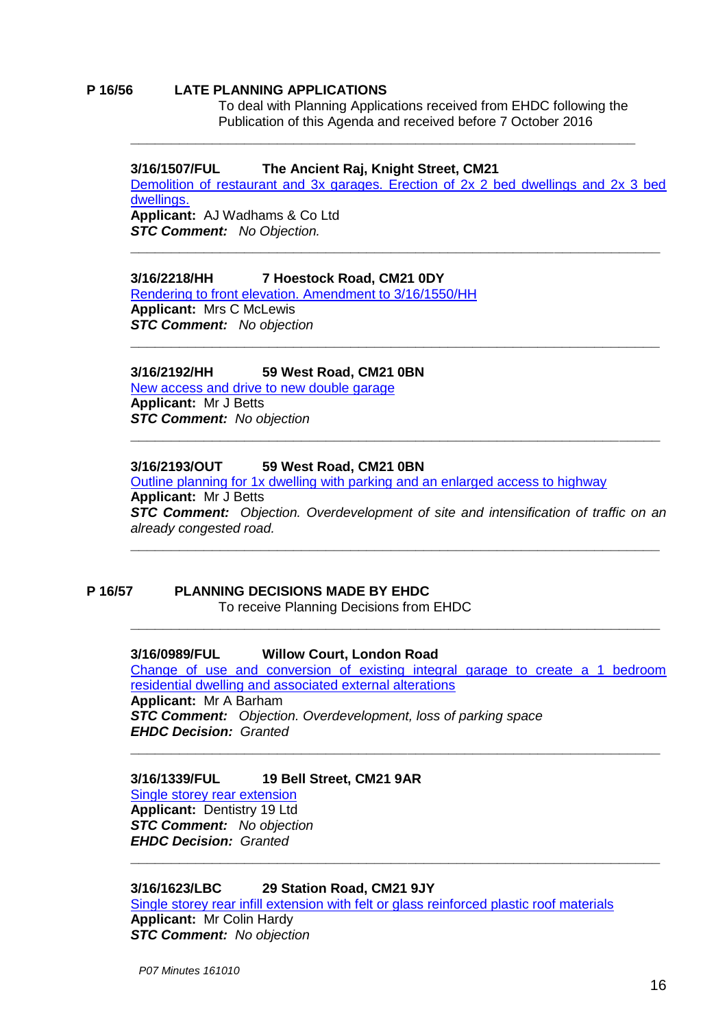**P 16/56 LATE PLANNING APPLICATIONS**

To deal with Planning Applications received from EHDC following the Publication of this Agenda and received before 7 October 2016

---

**3/16/1507/FUL The Ancient Raj, Knight Street, CM21**

Demolition of restaurant and 3x garages. Erection of 2x 2 bed dwellings and 2x 3 bed dwellings.

**Applicant:** AJ Wadhams & Co Ltd

***STC Comment:*** *No Objection.*

---

**3/16/2218/HH 7 Hoestock Road, CM21 0DY**

Rendering to front elevation. Amendment to 3/16/1550/HH

**Applicant:** Mrs C McLewis

***STC Comment:*** *No objection*

---

**3/16/2192/HH 59 West Road, CM21 0BN**

New access and drive to new double garage

**Applicant:** Mr J Betts

***STC Comment:*** *No objection*

---

**3/16/2193/OUT 59 West Road, CM21 0BN**

Outline planning for 1x dwelling with parking and an enlarged access to highway

**Applicant:** Mr J Betts

***STC Comment:*** *Objection. Overdevelopment of site and intensification of traffic on an already congested road.*

---

**P 16/57 PLANNING DECISIONS MADE BY EHDC**

To receive Planning Decisions from EHDC

---

**3/16/0989/FUL Willow Court, London Road**

Change of use and conversion of existing integral garage to create a 1 bedroom residential dwelling and associated external alterations

**Applicant:** Mr A Barham

***STC Comment:*** *Objection. Overdevelopment, loss of parking space*

***EHDC Decision:*** *Granted*

---

**3/16/1339/FUL 19 Bell Street, CM21 9AR**

Single storey rear extension

**Applicant:** Dentistry 19 Ltd

***STC Comment:*** *No objection*

***EHDC Decision:*** *Granted*

---

**3/16/1623/LBC 29 Station Road, CM21 9JY**

Single storey rear infill extension with felt or glass reinforced plastic roof materials

**Applicant:** Mr Colin Hardy

***STC Comment:*** *No objection*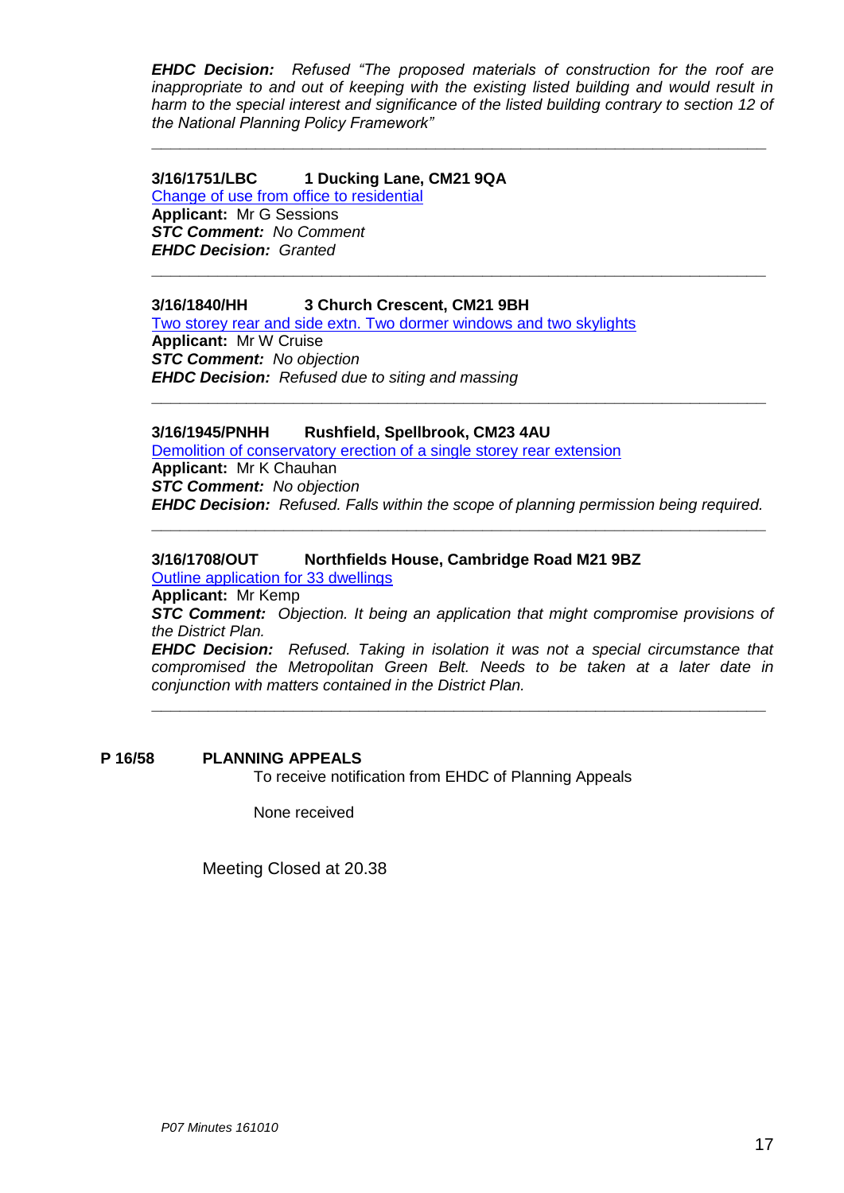***EHDC Decision:*** *Refused "The proposed materials of construction for the roof are inappropriate to and out of keeping with the existing listed building and would result in harm to the special interest and significance of the listed building contrary to section 12 of the National Planning Policy Framework"*

---

**3/16/1751/LBC 1 Ducking Lane, CM21 9QA**

Change of use from office to residential

**Applicant:** Mr G Sessions

***STC Comment:*** *No Comment*

***EHDC Decision:*** *Granted*

---

**3/16/1840/HH 3 Church Crescent, CM21 9BH**

Two storey rear and side extn. Two dormer windows and two skylights

**Applicant:** Mr W Cruise

***STC Comment:*** *No objection*

***EHDC Decision:*** *Refused due to siting and massing*

---

**3/16/1945/PNHH Rushfield, Spellbrook, CM23 4AU**

Demolition of conservatory erection of a single storey rear extension

**Applicant:** Mr K Chauhan

***STC Comment:*** *No objection*

***EHDC Decision:*** *Refused. Falls within the scope of planning permission being required.*

---

**3/16/1708/OUT Northfields House, Cambridge Road M21 9BZ**

Outline application for 33 dwellings

**Applicant:** Mr Kemp

***STC Comment:*** *Objection. It being an application that might compromise provisions of the District Plan.*

***EHDC Decision:*** *Refused. Taking in isolation it was not a special circumstance that compromised the Metropolitan Green Belt. Needs to be taken at a later date in conjunction with matters contained in the District Plan.*

---

**P 16/58 PLANNING APPEALS**

To receive notification from EHDC of Planning Appeals

None received

Meeting Closed at 20.38

*P07 Minutes 161010*